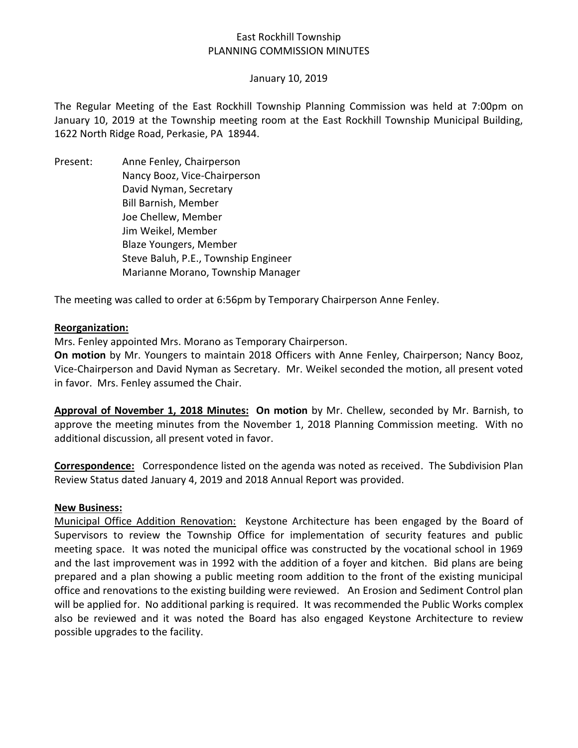East Rockhill Township
PLANNING COMMISSION MINUTES

January 10, 2019

The Regular Meeting of the East Rockhill Township Planning Commission was held at 7:00pm on January 10, 2019 at the Township meeting room at the East Rockhill Township Municipal Building, 1622 North Ridge Road, Perkasie, PA 18944.

Present:
Anne Fenley, Chairperson
Nancy Booz, Vice-Chairperson
David Nyman, Secretary
Bill Barnish, Member
Joe Chellew, Member
Jim Weikel, Member
Blaze Youngers, Member
Steve Baluh, P.E., Township Engineer
Marianne Morano, Township Manager

The meeting was called to order at 6:56pm by Temporary Chairperson Anne Fenley.

**Reorganization:**

Mrs. Fenley appointed Mrs. Morano as Temporary Chairperson.

**On motion** by Mr. Youngers to maintain 2018 Officers with Anne Fenley, Chairperson; Nancy Booz, Vice-Chairperson and David Nyman as Secretary. Mr. Weikel seconded the motion, all present voted in favor. Mrs. Fenley assumed the Chair.

**Approval of November 1, 2018 Minutes:** **On motion** by Mr. Chellew, seconded by Mr. Barnish, to approve the meeting minutes from the November 1, 2018 Planning Commission meeting. With no additional discussion, all present voted in favor.

**Correspondence:** Correspondence listed on the agenda was noted as received. The Subdivision Plan Review Status dated January 4, 2019 and 2018 Annual Report was provided.

**New Business:**

Municipal Office Addition Renovation: Keystone Architecture has been engaged by the Board of Supervisors to review the Township Office for implementation of security features and public meeting space. It was noted the municipal office was constructed by the vocational school in 1969 and the last improvement was in 1992 with the addition of a foyer and kitchen. Bid plans are being prepared and a plan showing a public meeting room addition to the front of the existing municipal office and renovations to the existing building were reviewed. An Erosion and Sediment Control plan will be applied for. No additional parking is required. It was recommended the Public Works complex also be reviewed and it was noted the Board has also engaged Keystone Architecture to review possible upgrades to the facility.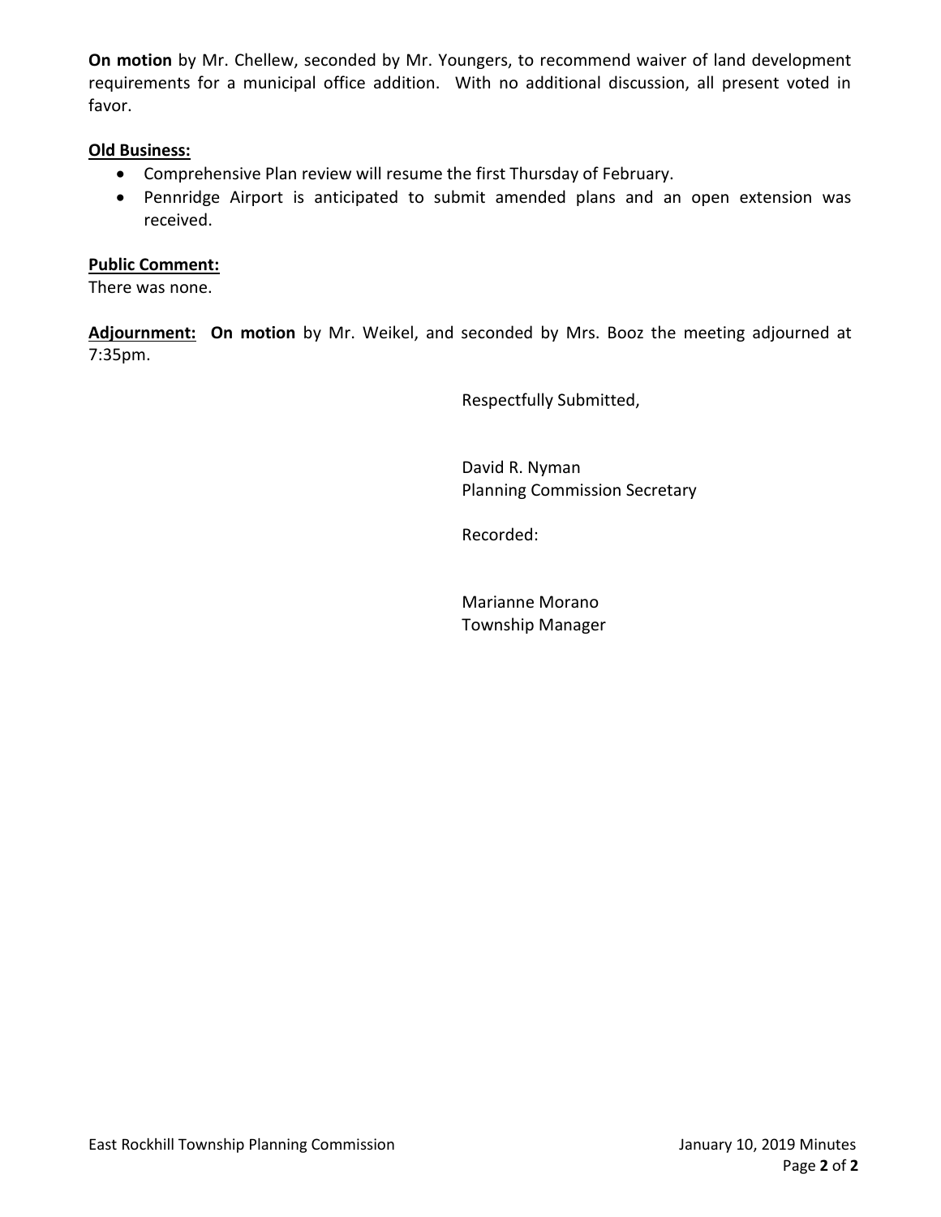**On motion** by Mr. Chellew, seconded by Mr. Youngers, to recommend waiver of land development requirements for a municipal office addition. With no additional discussion, all present voted in favor.

**Old Business:**

- Comprehensive Plan review will resume the first Thursday of February.
- Pennridge Airport is anticipated to submit amended plans and an open extension was received.

**Public Comment:**

There was none.

**Adjournment:** **On motion** by Mr. Weikel, and seconded by Mrs. Booz the meeting adjourned at 7:35pm.

Respectfully Submitted,

David R. Nyman
Planning Commission Secretary

Recorded:

Marianne Morano
Township Manager